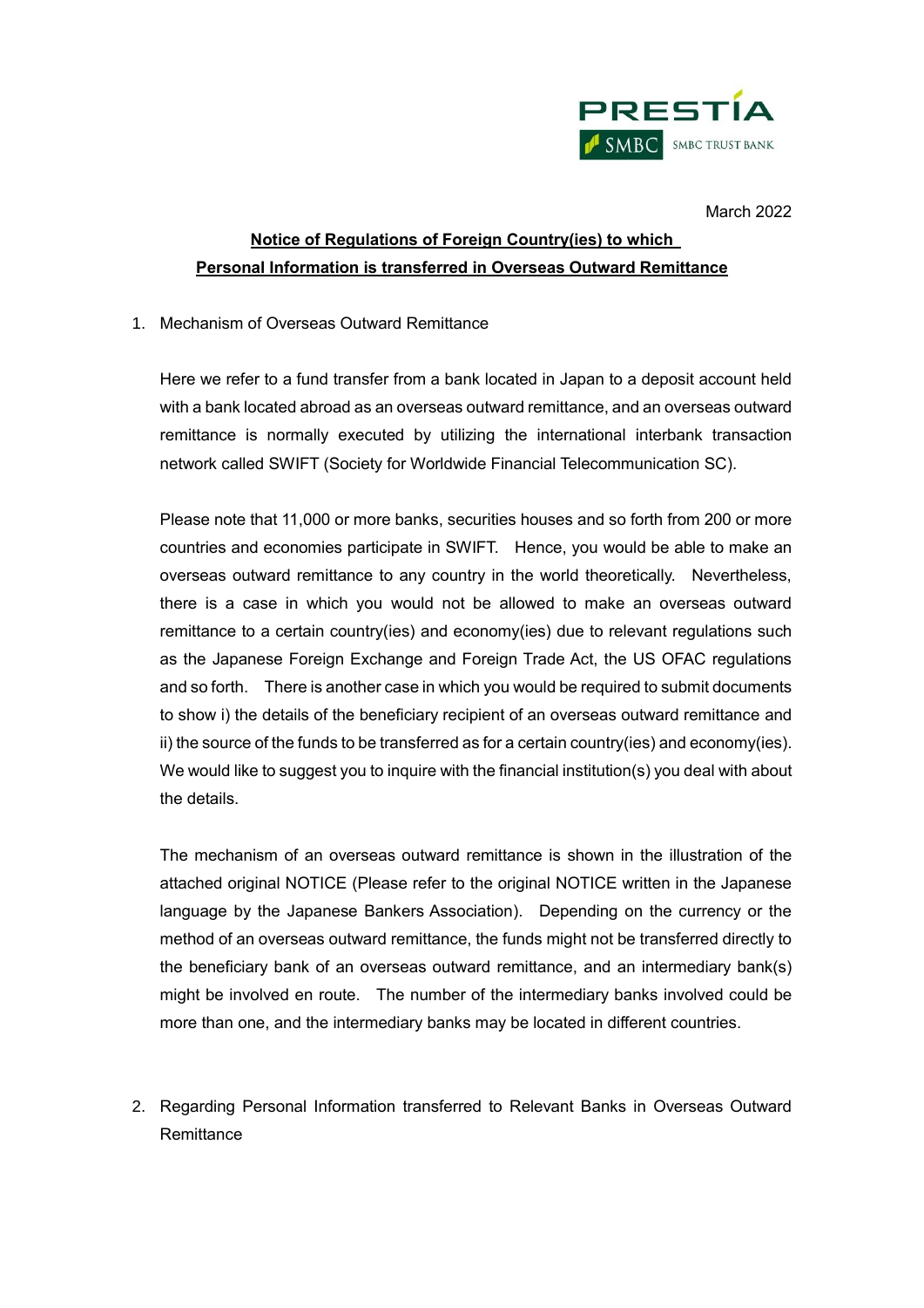PRESTIA SMBC SMBC TRUST BANK

March 2022

**Notice of Regulations of Foreign Country(ies) to which Personal Information is transferred in Overseas Outward Remittance**

1. Mechanism of Overseas Outward Remittance

   Here we refer to a fund transfer from a bank located in Japan to a deposit account held with a bank located abroad as an overseas outward remittance, and an overseas outward remittance is normally executed by utilizing the international interbank transaction network called SWIFT (Society for Worldwide Financial Telecommunication SC).

   Please note that 11,000 or more banks, securities houses and so forth from 200 or more countries and economies participate in SWIFT. Hence, you would be able to make an overseas outward remittance to any country in the world theoretically. Nevertheless, there is a case in which you would not be allowed to make an overseas outward remittance to a certain country(ies) and economy(ies) due to relevant regulations such as the Japanese Foreign Exchange and Foreign Trade Act, the US OFAC regulations and so forth. There is another case in which you would be required to submit documents to show i) the details of the beneficiary recipient of an overseas outward remittance and ii) the source of the funds to be transferred as for a certain country(ies) and economy(ies). We would like to suggest you to inquire with the financial institution(s) you deal with about the details.

   The mechanism of an overseas outward remittance is shown in the illustration of the attached original NOTICE (Please refer to the original NOTICE written in the Japanese language by the Japanese Bankers Association). Depending on the currency or the method of an overseas outward remittance, the funds might not be transferred directly to the beneficiary bank of an overseas outward remittance, and an intermediary bank(s) might be involved en route. The number of the intermediary banks involved could be more than one, and the intermediary banks may be located in different countries.

2. Regarding Personal Information transferred to Relevant Banks in Overseas Outward Remittance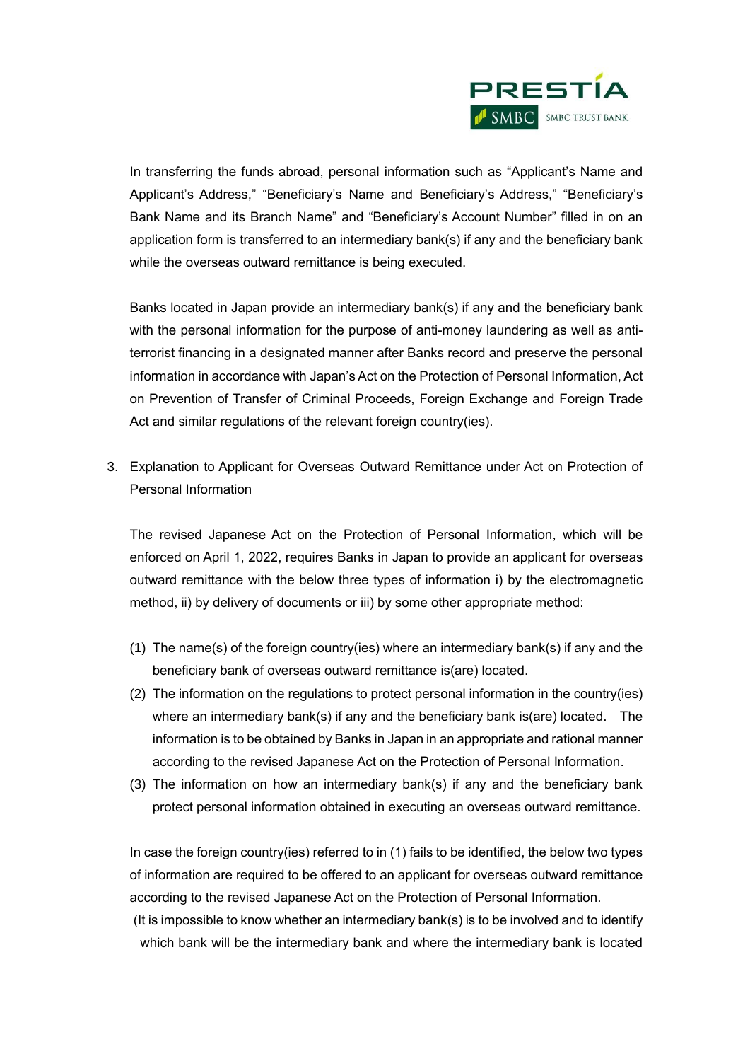In transferring the funds abroad, personal information such as "Applicant's Name and Applicant's Address," "Beneficiary's Name and Beneficiary's Address," "Beneficiary's Bank Name and its Branch Name" and "Beneficiary's Account Number" filled in on an application form is transferred to an intermediary bank(s) if any and the beneficiary bank while the overseas outward remittance is being executed.

Banks located in Japan provide an intermediary bank(s) if any and the beneficiary bank with the personal information for the purpose of anti-money laundering as well as anti-terrorist financing in a designated manner after Banks record and preserve the personal information in accordance with Japan's Act on the Protection of Personal Information, Act on Prevention of Transfer of Criminal Proceeds, Foreign Exchange and Foreign Trade Act and similar regulations of the relevant foreign country(ies).

3. Explanation to Applicant for Overseas Outward Remittance under Act on Protection of Personal Information

The revised Japanese Act on the Protection of Personal Information, which will be enforced on April 1, 2022, requires Banks in Japan to provide an applicant for overseas outward remittance with the below three types of information i) by the electromagnetic method, ii) by delivery of documents or iii) by some other appropriate method:

(1) The name(s) of the foreign country(ies) where an intermediary bank(s) if any and the beneficiary bank of overseas outward remittance is(are) located.
(2) The information on the regulations to protect personal information in the country(ies) where an intermediary bank(s) if any and the beneficiary bank is(are) located. The information is to be obtained by Banks in Japan in an appropriate and rational manner according to the revised Japanese Act on the Protection of Personal Information.
(3) The information on how an intermediary bank(s) if any and the beneficiary bank protect personal information obtained in executing an overseas outward remittance.

In case the foreign country(ies) referred to in (1) fails to be identified, the below two types of information are required to be offered to an applicant for overseas outward remittance according to the revised Japanese Act on the Protection of Personal Information.
(It is impossible to know whether an intermediary bank(s) is to be involved and to identify which bank will be the intermediary bank and where the intermediary bank is located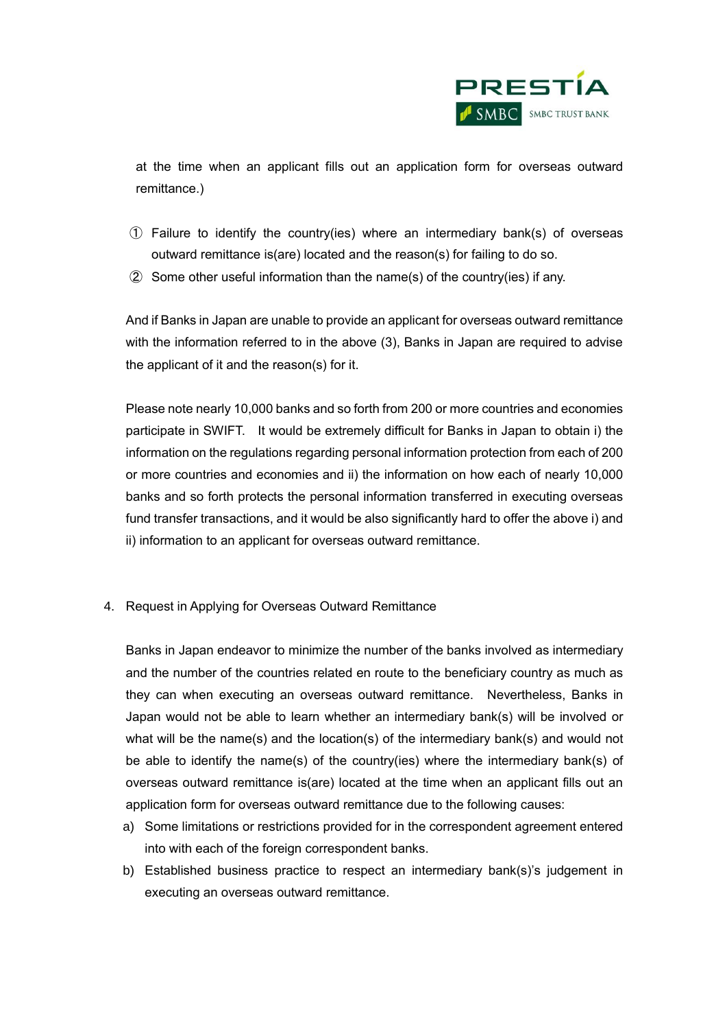at the time when an applicant fills out an application form for overseas outward remittance.)

① Failure to identify the country(ies) where an intermediary bank(s) of overseas outward remittance is(are) located and the reason(s) for failing to do so.
② Some other useful information than the name(s) of the country(ies) if any.

And if Banks in Japan are unable to provide an applicant for overseas outward remittance with the information referred to in the above (3), Banks in Japan are required to advise the applicant of it and the reason(s) for it.

Please note nearly 10,000 banks and so forth from 200 or more countries and economies participate in SWIFT. It would be extremely difficult for Banks in Japan to obtain i) the information on the regulations regarding personal information protection from each of 200 or more countries and economies and ii) the information on how each of nearly 10,000 banks and so forth protects the personal information transferred in executing overseas fund transfer transactions, and it would be also significantly hard to offer the above i) and ii) information to an applicant for overseas outward remittance.

4. Request in Applying for Overseas Outward Remittance

Banks in Japan endeavor to minimize the number of the banks involved as intermediary and the number of the countries related en route to the beneficiary country as much as they can when executing an overseas outward remittance. Nevertheless, Banks in Japan would not be able to learn whether an intermediary bank(s) will be involved or what will be the name(s) and the location(s) of the intermediary bank(s) and would not be able to identify the name(s) of the country(ies) where the intermediary bank(s) of overseas outward remittance is(are) located at the time when an applicant fills out an application form for overseas outward remittance due to the following causes:

a) Some limitations or restrictions provided for in the correspondent agreement entered into with each of the foreign correspondent banks.
b) Established business practice to respect an intermediary bank(s)'s judgement in executing an overseas outward remittance.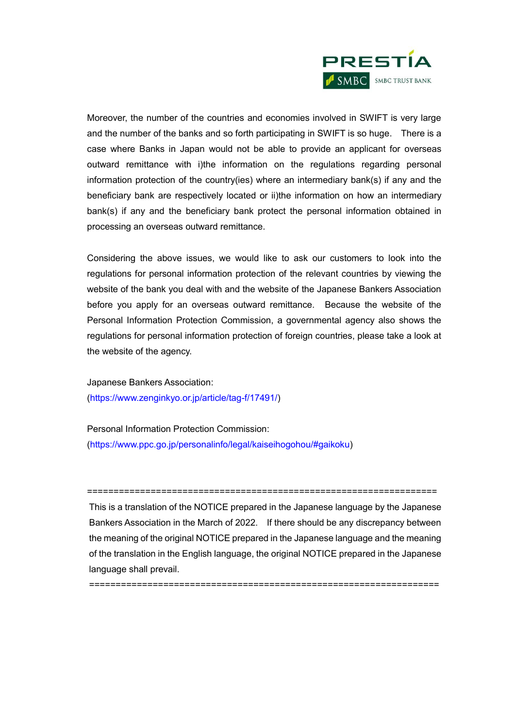Moreover, the number of the countries and economies involved in SWIFT is very large and the number of the banks and so forth participating in SWIFT is so huge. There is a case where Banks in Japan would not be able to provide an applicant for overseas outward remittance with i)the information on the regulations regarding personal information protection of the country(ies) where an intermediary bank(s) if any and the beneficiary bank are respectively located or ii)the information on how an intermediary bank(s) if any and the beneficiary bank protect the personal information obtained in processing an overseas outward remittance.

Considering the above issues, we would like to ask our customers to look into the regulations for personal information protection of the relevant countries by viewing the website of the bank you deal with and the website of the Japanese Bankers Association before you apply for an overseas outward remittance. Because the website of the Personal Information Protection Commission, a governmental agency also shows the regulations for personal information protection of foreign countries, please take a look at the website of the agency.

Japanese Bankers Association:
(https://www.zenginkyo.or.jp/article/tag-f/17491/)

Personal Information Protection Commission:
(https://www.ppc.go.jp/personalinfo/legal/kaiseihogohou/#gaikoku)

==================================================================

This is a translation of the NOTICE prepared in the Japanese language by the Japanese Bankers Association in the March of 2022. If there should be any discrepancy between the meaning of the original NOTICE prepared in the Japanese language and the meaning of the translation in the English language, the original NOTICE prepared in the Japanese language shall prevail.

==================================================================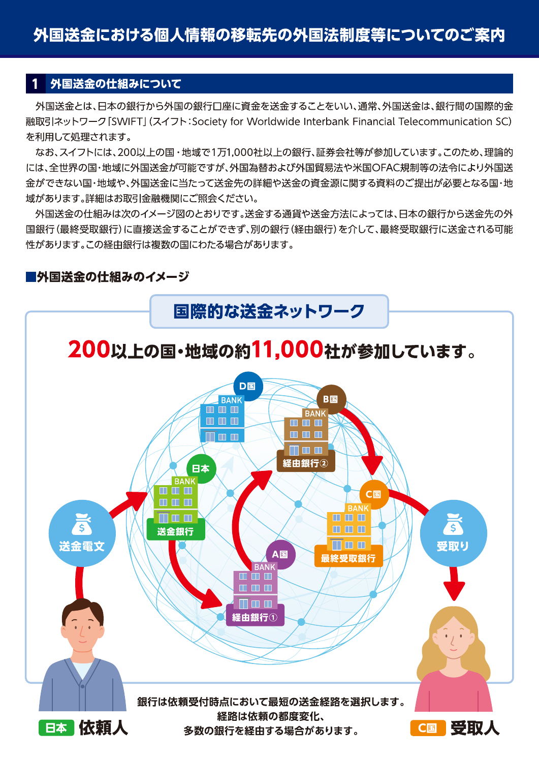# 外国送金における個人情報の移転先の外国法制度等についてのご案内

## 1 外国送金の仕組みについて

外国送金とは、日本の銀行から外国の銀行口座に資金を送金することをいい、通常、外国送金は、銀行間の国際的金融取引ネットワーク「SWIFT」(スイフト：Society for Worldwide Interbank Financial Telecommunication SC)を利用して処理されます。

なお、スイフトには、200以上の国・地域で1万1,000社以上の銀行、証券会社等が参加しています。このため、理論的には、全世界の国・地域に外国送金が可能ですが、外国為替および外国貿易法や米国OFAC規制等の法令により外国送金ができない国・地域や、外国送金に当たって送金先の詳細や送金の資金源に関する資料のご提出が必要となる国・地域があります。詳細はお取引金融機関にご照会ください。

外国送金の仕組みは次のイメージ図のとおりです。送金する通貨や送金方法によっては、日本の銀行から送金先の外国銀行(最終受取銀行)に直接送金することができず、別の銀行(経由銀行)を介して、最終受取銀行に送金される可能性があります。この経由銀行は複数の国にわたる場合があります。

### ■外国送金の仕組みのイメージ

**国際的な送金ネットワーク**

**200以上の国・地域の約11,000社が参加しています。**

日本 依頼人 → 送金電文 → 日本 送金銀行 → A国 経由銀行① → B国 経由銀行② → C国 最終受取銀行 → 受取り → C国 受取人

(D国 BANK)

銀行は依頼受付時点において最短の送金経路を選択します。
経路は依頼の都度変化、
多数の銀行を経由する場合があります。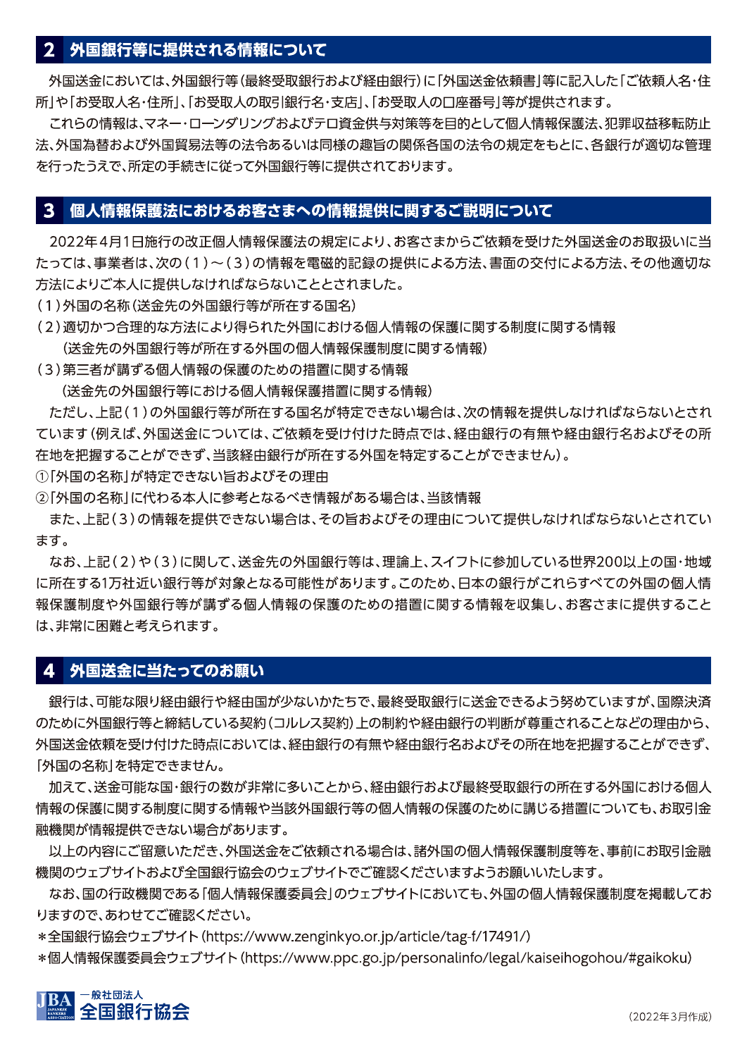## 2 外国銀行等に提供される情報について

外国送金においては、外国銀行等(最終受取銀行および経由銀行)に「外国送金依頼書」等に記入した「ご依頼人名・住所」や「お受取人名・住所」、「お受取人の取引銀行名・支店」、「お受取人の口座番号」等が提供されます。

これらの情報は、マネー・ローンダリングおよびテロ資金供与対策等を目的として個人情報保護法、犯罪収益移転防止法、外国為替および外国貿易法等の法令あるいは同様の趣旨の関係各国の法令の規定をもとに、各銀行が適切な管理を行ったうえで、所定の手続きに従って外国銀行等に提供されております。

## 3 個人情報保護法におけるお客さまへの情報提供に関するご説明について

2022年4月1日施行の改正個人情報保護法の規定により、お客さまからご依頼を受けた外国送金のお取扱いに当たっては、事業者は、次の(1)~(3)の情報を電磁的記録の提供による方法、書面の交付による方法、その他適切な方法によりご本人に提供しなければならないこととされました。

(1)外国の名称(送金先の外国銀行等が所在する国名)

(2)適切かつ合理的な方法により得られた外国における個人情報の保護に関する制度に関する情報
(送金先の外国銀行等が所在する外国の個人情報保護制度に関する情報)

(3)第三者が講ずる個人情報の保護のための措置に関する情報
(送金先の外国銀行等における個人情報保護措置に関する情報)

ただし、上記(1)の外国銀行等が所在する国名が特定できない場合は、次の情報を提供しなければならないとされています(例えば、外国送金については、ご依頼を受け付けた時点では、経由銀行の有無や経由銀行名およびその所在地を把握することができず、当該経由銀行が所在する外国を特定することができません)。

①「外国の名称」が特定できない旨およびその理由

②「外国の名称」に代わる本人に参考となるべき情報がある場合は、当該情報

また、上記(3)の情報を提供できない場合は、その旨およびその理由について提供しなければならないとされています。

なお、上記(2)や(3)に関して、送金先の外国銀行等は、理論上、スイフトに参加している世界200以上の国・地域に所在する1万社近い銀行等が対象となる可能性があります。このため、日本の銀行がこれらすべての外国の個人情報保護制度や外国銀行等が講ずる個人情報の保護のための措置に関する情報を収集し、お客さまに提供することは、非常に困難と考えられます。

## 4 外国送金に当たってのお願い

銀行は、可能な限り経由銀行や経由国が少ないかたちで、最終受取銀行に送金できるよう努めていますが、国際決済のために外国銀行等と締結している契約(コルレス契約)上の制約や経由銀行の判断が尊重されることなどの理由から、外国送金依頼を受け付けた時点においては、経由銀行の有無や経由銀行名およびその所在地を把握することができず、「外国の名称」を特定できません。

加えて、送金可能な国・銀行の数が非常に多いことから、経由銀行および最終受取銀行の所在する外国における個人情報の保護に関する制度に関する情報や当該外国銀行等の個人情報の保護のために講じる措置についても、お取引金融機関が情報提供できない場合があります。

以上の内容にご留意いただき、外国送金をご依頼される場合は、諸外国の個人情報保護制度等を、事前にお取引金融機関のウェブサイトおよび全国銀行協会のウェブサイトでご確認くださいますようお願いいたします。

なお、国の行政機関である「個人情報保護委員会」のウェブサイトにおいても、外国の個人情報保護制度を掲載しておりますので、あわせてご確認ください。

*全国銀行協会ウェブサイト(https://www.zenginkyo.or.jp/article/tag-f/17491/)

*個人情報保護委員会ウェブサイト(https://www.ppc.go.jp/personalinfo/legal/kaiseihogohou/#gaikoku)

一般社団法人 全国銀行協会

(2022年3月作成)